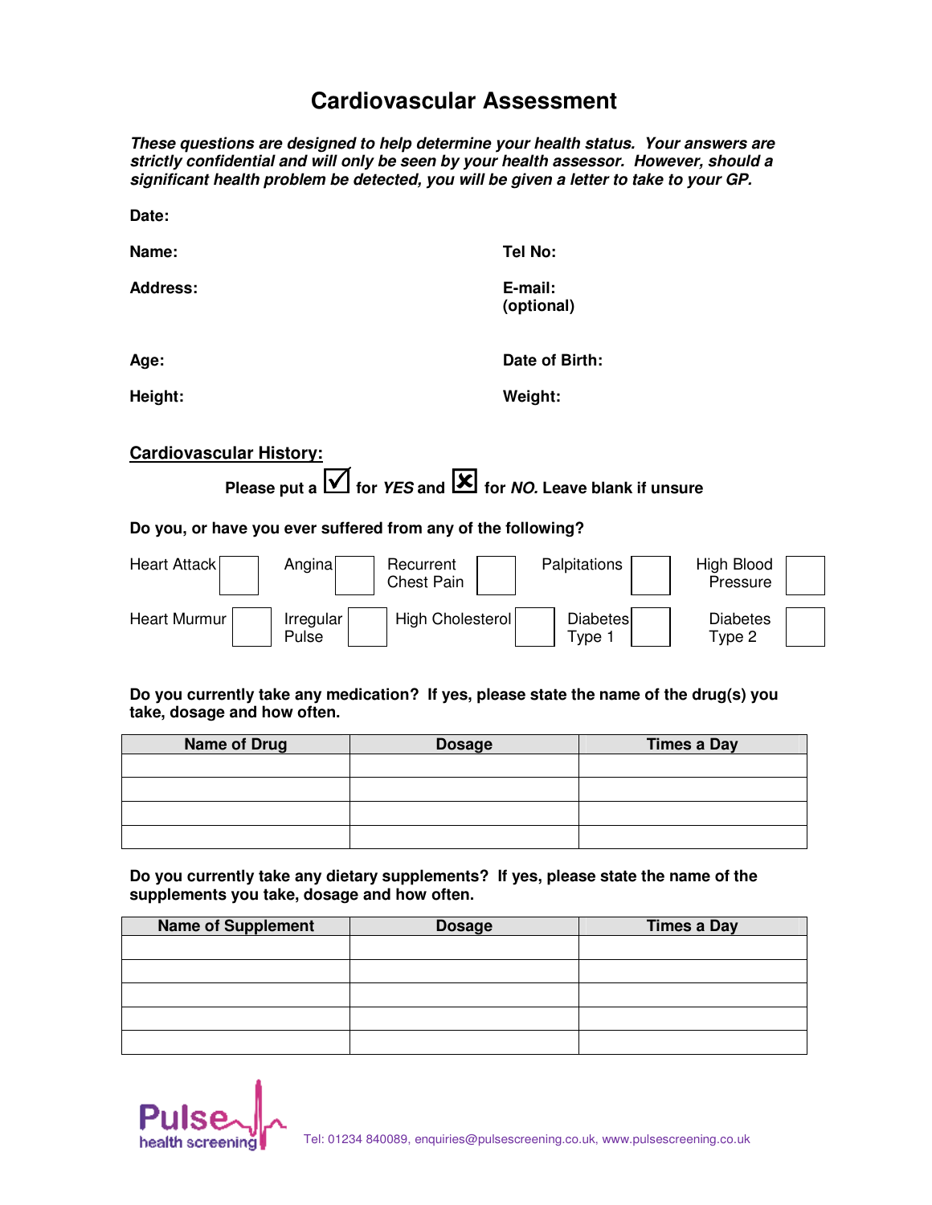# Cardiovascular Assessment

***These questions are designed to help determine your health status. Your answers are strictly confidential and will only be seen by your health assessor. However, should a significant health problem be detected, you will be given a letter to take to your GP.***

**Date:**

**Name:** **Tel No:**

**Address:** **E-mail: (optional)**

**Age:** **Date of Birth:**

**Height:** **Weight:**

## Cardiovascular History:

**Please put a ☑ for *YES* and ☒ for *NO*. Leave blank if unsure**

**Do you, or have you ever suffered from any of the following?**

| | | | | | | | | | |
|---|---|---|---|---|---|---|---|---|---|
| Heart Attack | ☐ | Angina | ☐ | Recurrent Chest Pain | ☐ | Palpitations | ☐ | High Blood Pressure | ☐ |
| Heart Murmur | ☐ | Irregular Pulse | ☐ | High Cholesterol | ☐ | Diabetes Type 1 | ☐ | Diabetes Type 2 | ☐ |

**Do you currently take any medication? If yes, please state the name of the drug(s) you take, dosage and how often.**

| Name of Drug | Dosage | Times a Day |
|---|---|---|
| | | |
| | | |
| | | |
| | | |

**Do you currently take any dietary supplements? If yes, please state the name of the supplements you take, dosage and how often.**

| Name of Supplement | Dosage | Times a Day |
|---|---|---|
| | | |
| | | |
| | | |
| | | |
| | | |

Pulse health screening

Tel: 01234 840089, enquiries@pulsescreening.co.uk, www.pulsescreening.co.uk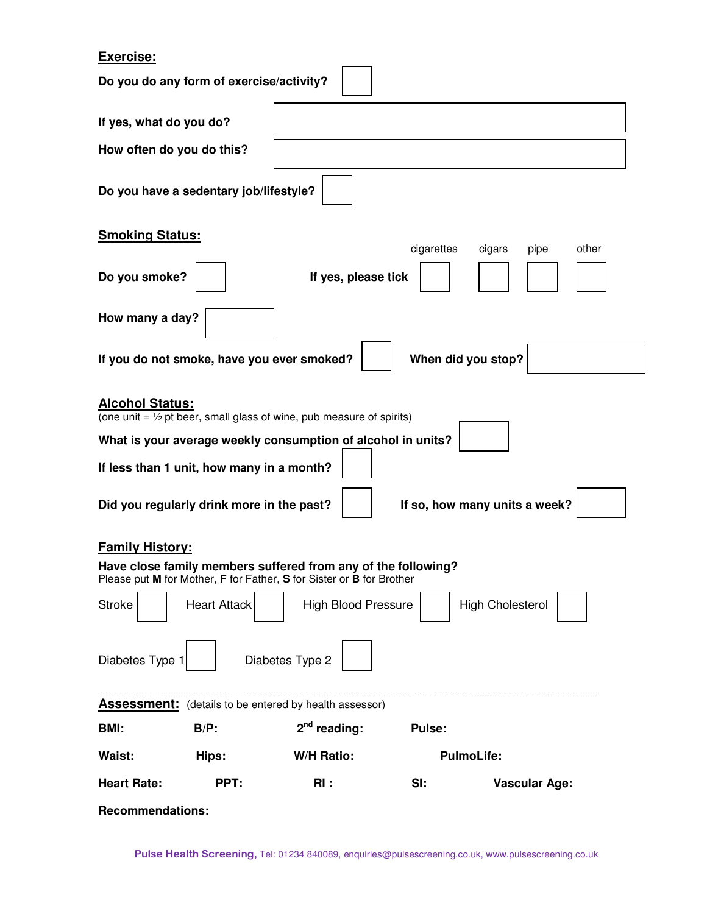## Exercise:

**Do you do any form of exercise/activity?**

**If yes, what do you do?**

**How often do you do this?**

**Do you have a sedentary job/lifestyle?**

## Smoking Status:

**Do you smoke?**

**If yes, please tick** cigarettes cigars pipe other

**How many a day?**

**If you do not smoke, have you ever smoked?** **When did you stop?**

## Alcohol Status:

(one unit = ½ pt beer, small glass of wine, pub measure of spirits)

**What is your average weekly consumption of alcohol in units?**

**If less than 1 unit, how many in a month?**

**Did you regularly drink more in the past?** **If so, how many units a week?**

## Family History:

**Have close family members suffered from any of the following?**
Please put **M** for Mother, **F** for Father, **S** for Sister or **B** for Brother

Stroke Heart Attack High Blood Pressure High Cholesterol

Diabetes Type 1 Diabetes Type 2

## Assessment: (details to be entered by health assessor)

**BMI:** **B/P:** **2nd reading:** **Pulse:**

**Waist:** **Hips:** **W/H Ratio:** **PulmoLife:**

**Heart Rate:** **PPT:** **RI :** **SI:** **Vascular Age:**

**Recommendations:**

**Pulse Health Screening,** Tel: 01234 840089, enquiries@pulsescreening.co.uk, www.pulsescreening.co.uk